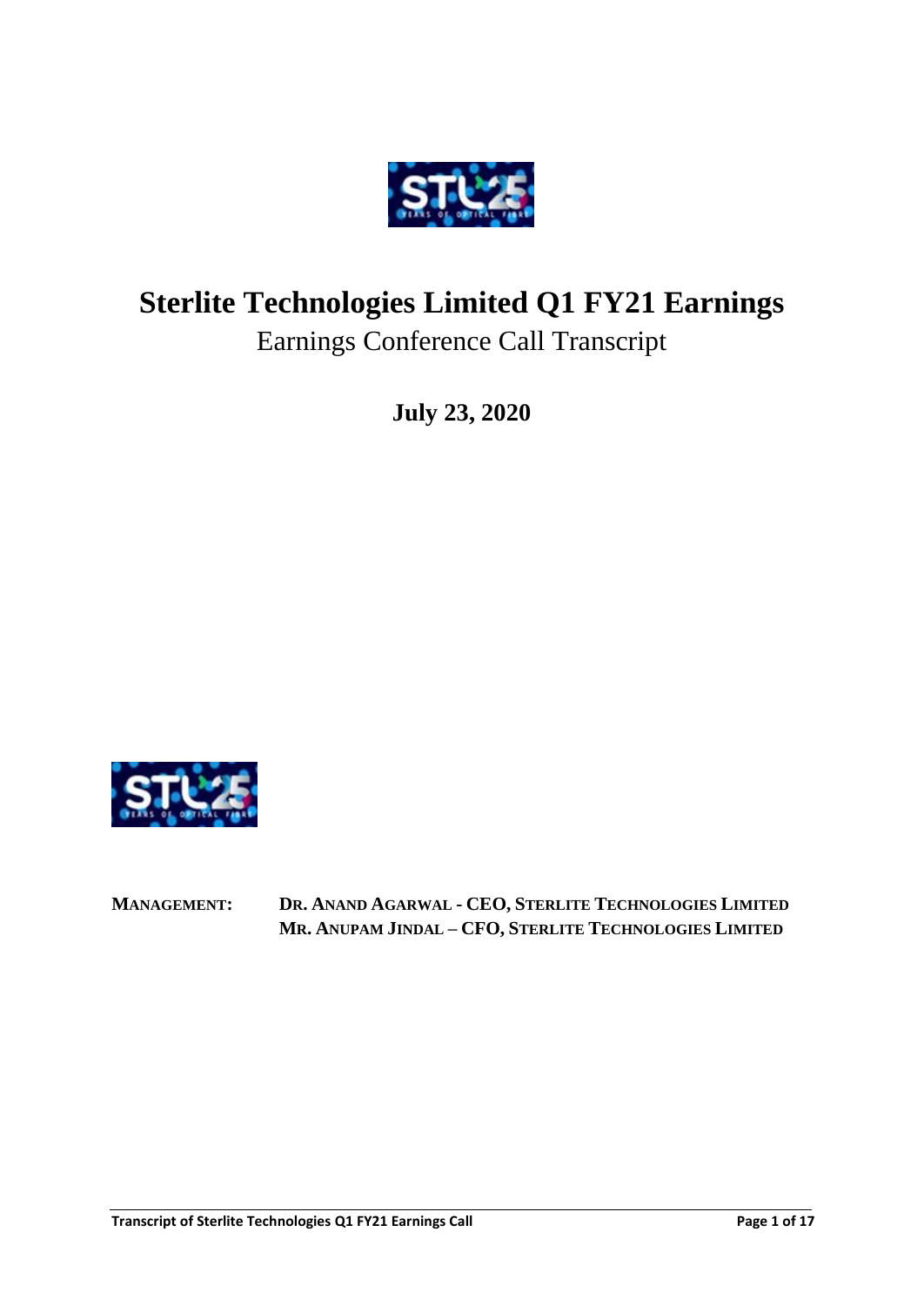# Sterlite Technologies Limited Q1 FY21 Earnings

Earnings Conference Call Transcript

**July 23, 2020**

**MANAGEMENT:** **DR. ANAND AGARWAL - CEO, STERLITE TECHNOLOGIES LIMITED**
**MR. ANUPAM JINDAL – CFO, STERLITE TECHNOLOGIES LIMITED**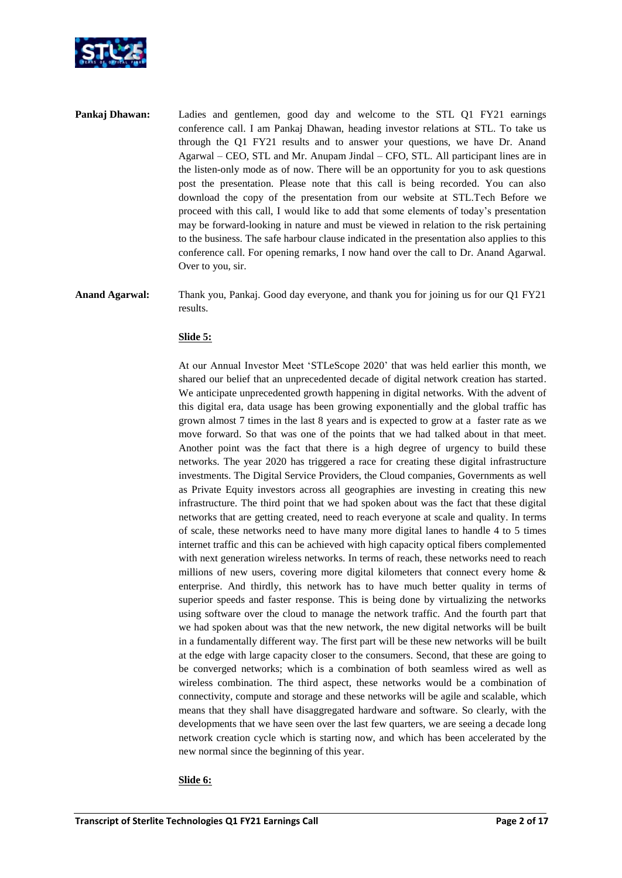**Pankaj Dhawan:** Ladies and gentlemen, good day and welcome to the STL Q1 FY21 earnings conference call. I am Pankaj Dhawan, heading investor relations at STL. To take us through the Q1 FY21 results and to answer your questions, we have Dr. Anand Agarwal – CEO, STL and Mr. Anupam Jindal – CFO, STL. All participant lines are in the listen-only mode as of now. There will be an opportunity for you to ask questions post the presentation. Please note that this call is being recorded. You can also download the copy of the presentation from our website at STL.Tech Before we proceed with this call, I would like to add that some elements of today's presentation may be forward-looking in nature and must be viewed in relation to the risk pertaining to the business. The safe harbour clause indicated in the presentation also applies to this conference call. For opening remarks, I now hand over the call to Dr. Anand Agarwal. Over to you, sir.

**Anand Agarwal:** Thank you, Pankaj. Good day everyone, and thank you for joining us for our Q1 FY21 results.

**Slide 5:**

At our Annual Investor Meet 'STLeScope 2020' that was held earlier this month, we shared our belief that an unprecedented decade of digital network creation has started. We anticipate unprecedented growth happening in digital networks. With the advent of this digital era, data usage has been growing exponentially and the global traffic has grown almost 7 times in the last 8 years and is expected to grow at a faster rate as we move forward. So that was one of the points that we had talked about in that meet. Another point was the fact that there is a high degree of urgency to build these networks. The year 2020 has triggered a race for creating these digital infrastructure investments. The Digital Service Providers, the Cloud companies, Governments as well as Private Equity investors across all geographies are investing in creating this new infrastructure. The third point that we had spoken about was the fact that these digital networks that are getting created, need to reach everyone at scale and quality. In terms of scale, these networks need to have many more digital lanes to handle 4 to 5 times internet traffic and this can be achieved with high capacity optical fibers complemented with next generation wireless networks. In terms of reach, these networks need to reach millions of new users, covering more digital kilometers that connect every home & enterprise. And thirdly, this network has to have much better quality in terms of superior speeds and faster response. This is being done by virtualizing the networks using software over the cloud to manage the network traffic. And the fourth part that we had spoken about was that the new network, the new digital networks will be built in a fundamentally different way. The first part will be these new networks will be built at the edge with large capacity closer to the consumers. Second, that these are going to be converged networks; which is a combination of both seamless wired as well as wireless combination. The third aspect, these networks would be a combination of connectivity, compute and storage and these networks will be agile and scalable, which means that they shall have disaggregated hardware and software. So clearly, with the developments that we have seen over the last few quarters, we are seeing a decade long network creation cycle which is starting now, and which has been accelerated by the new normal since the beginning of this year.

**Slide 6:**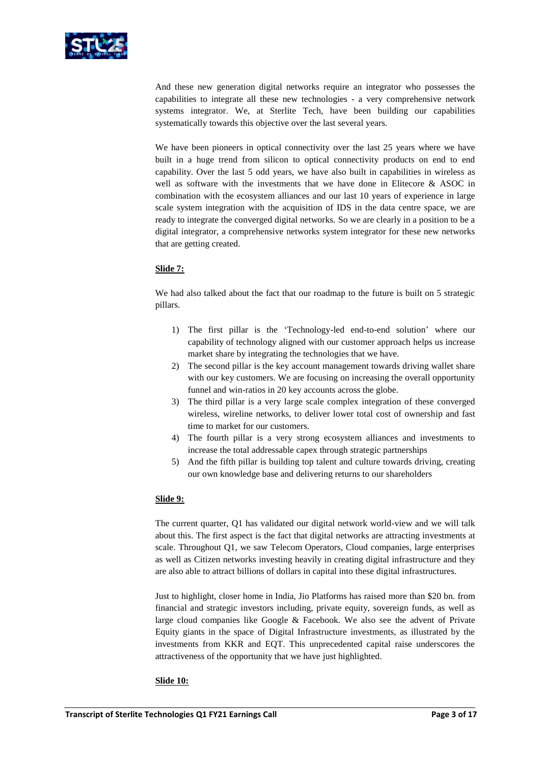And these new generation digital networks require an integrator who possesses the capabilities to integrate all these new technologies - a very comprehensive network systems integrator. We, at Sterlite Tech, have been building our capabilities systematically towards this objective over the last several years.

We have been pioneers in optical connectivity over the last 25 years where we have built in a huge trend from silicon to optical connectivity products on end to end capability. Over the last 5 odd years, we have also built in capabilities in wireless as well as software with the investments that we have done in Elitecore & ASOC in combination with the ecosystem alliances and our last 10 years of experience in large scale system integration with the acquisition of IDS in the data centre space, we are ready to integrate the converged digital networks. So we are clearly in a position to be a digital integrator, a comprehensive networks system integrator for these new networks that are getting created.

**Slide 7:**

We had also talked about the fact that our roadmap to the future is built on 5 strategic pillars.

1) The first pillar is the 'Technology-led end-to-end solution' where our capability of technology aligned with our customer approach helps us increase market share by integrating the technologies that we have.
2) The second pillar is the key account management towards driving wallet share with our key customers. We are focusing on increasing the overall opportunity funnel and win-ratios in 20 key accounts across the globe.
3) The third pillar is a very large scale complex integration of these converged wireless, wireline networks, to deliver lower total cost of ownership and fast time to market for our customers.
4) The fourth pillar is a very strong ecosystem alliances and investments to increase the total addressable capex through strategic partnerships
5) And the fifth pillar is building top talent and culture towards driving, creating our own knowledge base and delivering returns to our shareholders

**Slide 9:**

The current quarter, Q1 has validated our digital network world-view and we will talk about this. The first aspect is the fact that digital networks are attracting investments at scale. Throughout Q1, we saw Telecom Operators, Cloud companies, large enterprises as well as Citizen networks investing heavily in creating digital infrastructure and they are also able to attract billions of dollars in capital into these digital infrastructures.

Just to highlight, closer home in India, Jio Platforms has raised more than $20 bn. from financial and strategic investors including, private equity, sovereign funds, as well as large cloud companies like Google & Facebook. We also see the advent of Private Equity giants in the space of Digital Infrastructure investments, as illustrated by the investments from KKR and EQT. This unprecedented capital raise underscores the attractiveness of the opportunity that we have just highlighted.

**Slide 10:**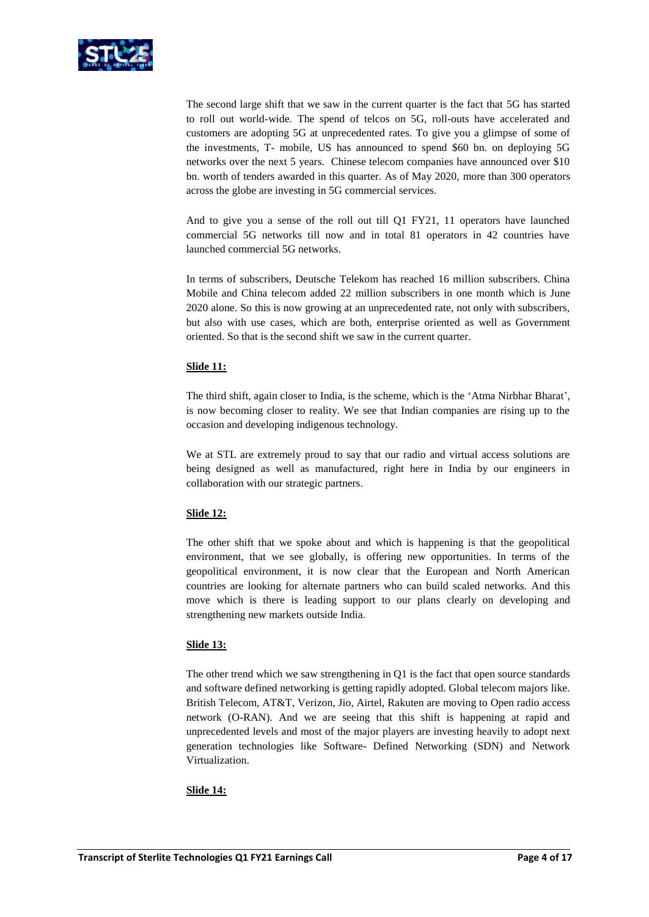The second large shift that we saw in the current quarter is the fact that 5G has started to roll out world-wide. The spend of telcos on 5G, roll-outs have accelerated and customers are adopting 5G at unprecedented rates. To give you a glimpse of some of the investments, T- mobile, US has announced to spend \$60 bn. on deploying 5G networks over the next 5 years. Chinese telecom companies have announced over \$10 bn. worth of tenders awarded in this quarter. As of May 2020, more than 300 operators across the globe are investing in 5G commercial services.

And to give you a sense of the roll out till Q1 FY21, 11 operators have launched commercial 5G networks till now and in total 81 operators in 42 countries have launched commercial 5G networks.

In terms of subscribers, Deutsche Telekom has reached 16 million subscribers. China Mobile and China telecom added 22 million subscribers in one month which is June 2020 alone. So this is now growing at an unprecedented rate, not only with subscribers, but also with use cases, which are both, enterprise oriented as well as Government oriented. So that is the second shift we saw in the current quarter.

**Slide 11:**

The third shift, again closer to India, is the scheme, which is the 'Atma Nirbhar Bharat', is now becoming closer to reality. We see that Indian companies are rising up to the occasion and developing indigenous technology.

We at STL are extremely proud to say that our radio and virtual access solutions are being designed as well as manufactured, right here in India by our engineers in collaboration with our strategic partners.

**Slide 12:**

The other shift that we spoke about and which is happening is that the geopolitical environment, that we see globally, is offering new opportunities. In terms of the geopolitical environment, it is now clear that the European and North American countries are looking for alternate partners who can build scaled networks. And this move which is there is leading support to our plans clearly on developing and strengthening new markets outside India.

**Slide 13:**

The other trend which we saw strengthening in Q1 is the fact that open source standards and software defined networking is getting rapidly adopted. Global telecom majors like. British Telecom, AT&T, Verizon, Jio, Airtel, Rakuten are moving to Open radio access network (O-RAN). And we are seeing that this shift is happening at rapid and unprecedented levels and most of the major players are investing heavily to adopt next generation technologies like Software- Defined Networking (SDN) and Network Virtualization.

**Slide 14:**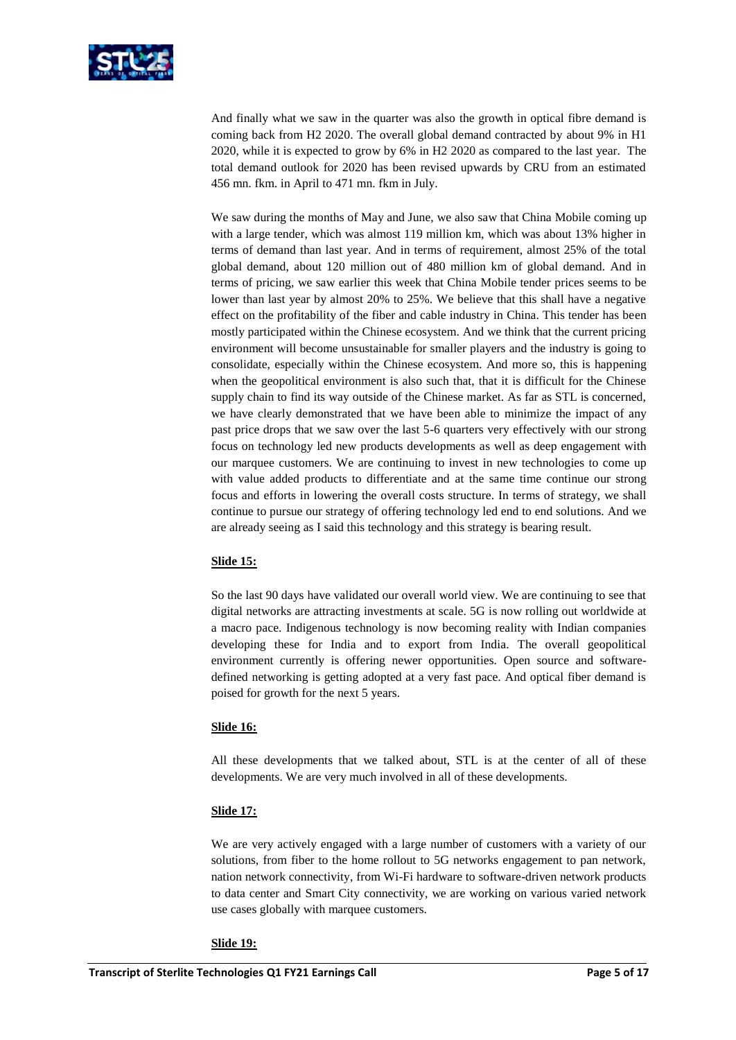And finally what we saw in the quarter was also the growth in optical fibre demand is coming back from H2 2020. The overall global demand contracted by about 9% in H1 2020, while it is expected to grow by 6% in H2 2020 as compared to the last year. The total demand outlook for 2020 has been revised upwards by CRU from an estimated 456 mn. fkm. in April to 471 mn. fkm in July.

We saw during the months of May and June, we also saw that China Mobile coming up with a large tender, which was almost 119 million km, which was about 13% higher in terms of demand than last year. And in terms of requirement, almost 25% of the total global demand, about 120 million out of 480 million km of global demand. And in terms of pricing, we saw earlier this week that China Mobile tender prices seems to be lower than last year by almost 20% to 25%. We believe that this shall have a negative effect on the profitability of the fiber and cable industry in China. This tender has been mostly participated within the Chinese ecosystem. And we think that the current pricing environment will become unsustainable for smaller players and the industry is going to consolidate, especially within the Chinese ecosystem. And more so, this is happening when the geopolitical environment is also such that, that it is difficult for the Chinese supply chain to find its way outside of the Chinese market. As far as STL is concerned, we have clearly demonstrated that we have been able to minimize the impact of any past price drops that we saw over the last 5-6 quarters very effectively with our strong focus on technology led new products developments as well as deep engagement with our marquee customers. We are continuing to invest in new technologies to come up with value added products to differentiate and at the same time continue our strong focus and efforts in lowering the overall costs structure. In terms of strategy, we shall continue to pursue our strategy of offering technology led end to end solutions. And we are already seeing as I said this technology and this strategy is bearing result.

**Slide 15:**

So the last 90 days have validated our overall world view. We are continuing to see that digital networks are attracting investments at scale. 5G is now rolling out worldwide at a macro pace. Indigenous technology is now becoming reality with Indian companies developing these for India and to export from India. The overall geopolitical environment currently is offering newer opportunities. Open source and software-defined networking is getting adopted at a very fast pace. And optical fiber demand is poised for growth for the next 5 years.

**Slide 16:**

All these developments that we talked about, STL is at the center of all of these developments. We are very much involved in all of these developments.

**Slide 17:**

We are very actively engaged with a large number of customers with a variety of our solutions, from fiber to the home rollout to 5G networks engagement to pan network, nation network connectivity, from Wi-Fi hardware to software-driven network products to data center and Smart City connectivity, we are working on various varied network use cases globally with marquee customers.

**Slide 19:**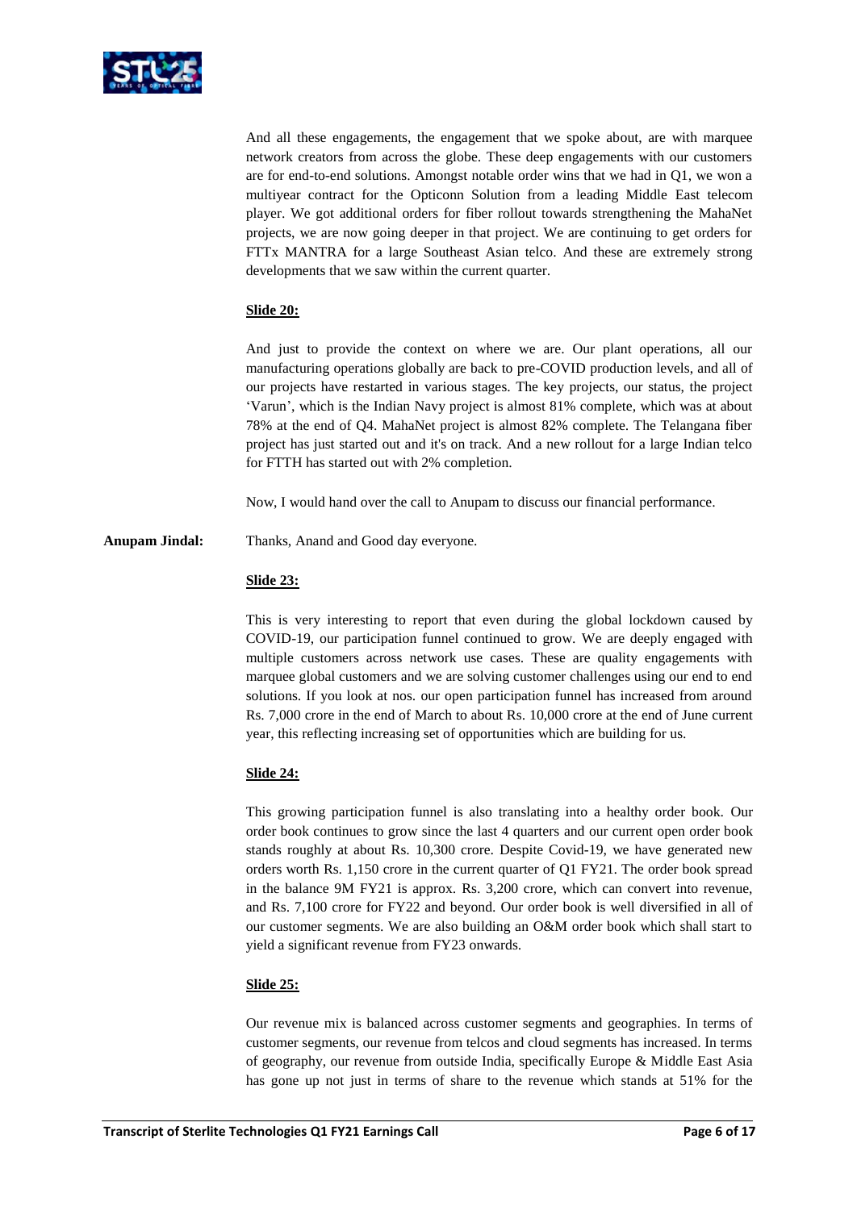And all these engagements, the engagement that we spoke about, are with marquee network creators from across the globe. These deep engagements with our customers are for end-to-end solutions. Amongst notable order wins that we had in Q1, we won a multiyear contract for the Opticonn Solution from a leading Middle East telecom player. We got additional orders for fiber rollout towards strengthening the MahaNet projects, we are now going deeper in that project. We are continuing to get orders for FTTx MANTRA for a large Southeast Asian telco. And these are extremely strong developments that we saw within the current quarter.

**Slide 20:**

And just to provide the context on where we are. Our plant operations, all our manufacturing operations globally are back to pre-COVID production levels, and all of our projects have restarted in various stages. The key projects, our status, the project 'Varun', which is the Indian Navy project is almost 81% complete, which was at about 78% at the end of Q4. MahaNet project is almost 82% complete. The Telangana fiber project has just started out and it's on track. And a new rollout for a large Indian telco for FTTH has started out with 2% completion.

Now, I would hand over the call to Anupam to discuss our financial performance.

**Anupam Jindal:** Thanks, Anand and Good day everyone.

**Slide 23:**

This is very interesting to report that even during the global lockdown caused by COVID-19, our participation funnel continued to grow. We are deeply engaged with multiple customers across network use cases. These are quality engagements with marquee global customers and we are solving customer challenges using our end to end solutions. If you look at nos. our open participation funnel has increased from around Rs. 7,000 crore in the end of March to about Rs. 10,000 crore at the end of June current year, this reflecting increasing set of opportunities which are building for us.

**Slide 24:**

This growing participation funnel is also translating into a healthy order book. Our order book continues to grow since the last 4 quarters and our current open order book stands roughly at about Rs. 10,300 crore. Despite Covid-19, we have generated new orders worth Rs. 1,150 crore in the current quarter of Q1 FY21. The order book spread in the balance 9M FY21 is approx. Rs. 3,200 crore, which can convert into revenue, and Rs. 7,100 crore for FY22 and beyond. Our order book is well diversified in all of our customer segments. We are also building an O&M order book which shall start to yield a significant revenue from FY23 onwards.

**Slide 25:**

Our revenue mix is balanced across customer segments and geographies. In terms of customer segments, our revenue from telcos and cloud segments has increased. In terms of geography, our revenue from outside India, specifically Europe & Middle East Asia has gone up not just in terms of share to the revenue which stands at 51% for the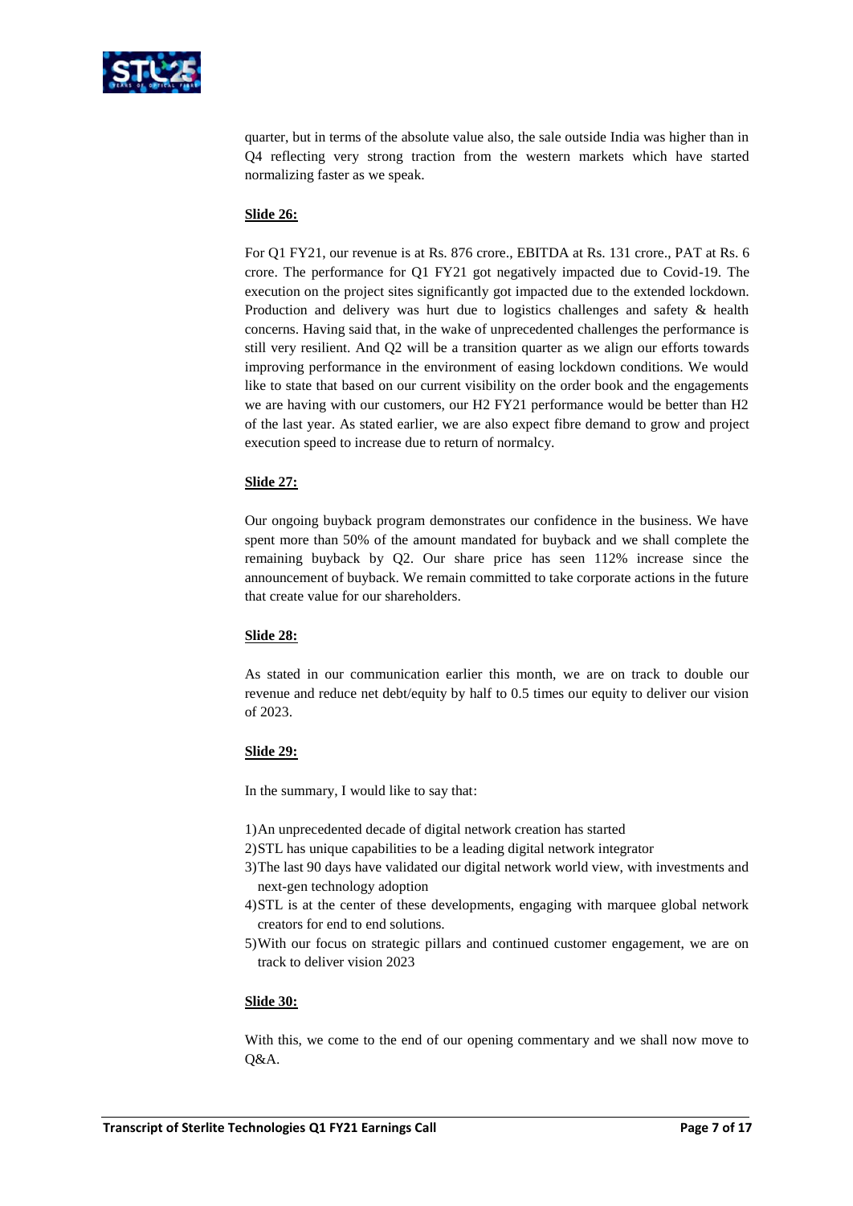quarter, but in terms of the absolute value also, the sale outside India was higher than in Q4 reflecting very strong traction from the western markets which have started normalizing faster as we speak.

**Slide 26:**

For Q1 FY21, our revenue is at Rs. 876 crore., EBITDA at Rs. 131 crore., PAT at Rs. 6 crore. The performance for Q1 FY21 got negatively impacted due to Covid-19. The execution on the project sites significantly got impacted due to the extended lockdown. Production and delivery was hurt due to logistics challenges and safety & health concerns. Having said that, in the wake of unprecedented challenges the performance is still very resilient. And Q2 will be a transition quarter as we align our efforts towards improving performance in the environment of easing lockdown conditions. We would like to state that based on our current visibility on the order book and the engagements we are having with our customers, our H2 FY21 performance would be better than H2 of the last year. As stated earlier, we are also expect fibre demand to grow and project execution speed to increase due to return of normalcy.

**Slide 27:**

Our ongoing buyback program demonstrates our confidence in the business. We have spent more than 50% of the amount mandated for buyback and we shall complete the remaining buyback by Q2. Our share price has seen 112% increase since the announcement of buyback. We remain committed to take corporate actions in the future that create value for our shareholders.

**Slide 28:**

As stated in our communication earlier this month, we are on track to double our revenue and reduce net debt/equity by half to 0.5 times our equity to deliver our vision of 2023.

**Slide 29:**

In the summary, I would like to say that:

1) An unprecedented decade of digital network creation has started
2) STL has unique capabilities to be a leading digital network integrator
3) The last 90 days have validated our digital network world view, with investments and next-gen technology adoption
4) STL is at the center of these developments, engaging with marquee global network creators for end to end solutions.
5) With our focus on strategic pillars and continued customer engagement, we are on track to deliver vision 2023

**Slide 30:**

With this, we come to the end of our opening commentary and we shall now move to Q&A.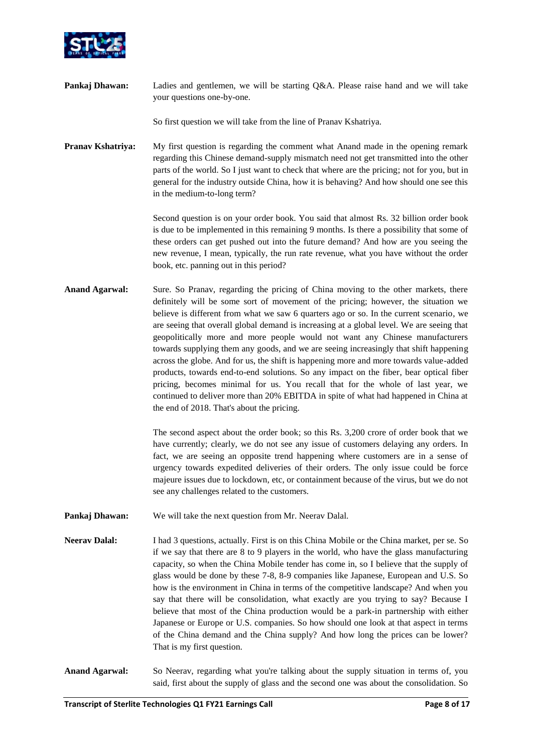**Pankaj Dhawan:** Ladies and gentlemen, we will be starting Q&A. Please raise hand and we will take your questions one-by-one.

So first question we will take from the line of Pranav Kshatriya.

**Pranav Kshatriya:** My first question is regarding the comment what Anand made in the opening remark regarding this Chinese demand-supply mismatch need not get transmitted into the other parts of the world. So I just want to check that where are the pricing; not for you, but in general for the industry outside China, how it is behaving? And how should one see this in the medium-to-long term?

Second question is on your order book. You said that almost Rs. 32 billion order book is due to be implemented in this remaining 9 months. Is there a possibility that some of these orders can get pushed out into the future demand? And how are you seeing the new revenue, I mean, typically, the run rate revenue, what you have without the order book, etc. panning out in this period?

**Anand Agarwal:** Sure. So Pranav, regarding the pricing of China moving to the other markets, there definitely will be some sort of movement of the pricing; however, the situation we believe is different from what we saw 6 quarters ago or so. In the current scenario, we are seeing that overall global demand is increasing at a global level. We are seeing that geopolitically more and more people would not want any Chinese manufacturers towards supplying them any goods, and we are seeing increasingly that shift happening across the globe. And for us, the shift is happening more and more towards value-added products, towards end-to-end solutions. So any impact on the fiber, bear optical fiber pricing, becomes minimal for us. You recall that for the whole of last year, we continued to deliver more than 20% EBITDA in spite of what had happened in China at the end of 2018. That's about the pricing.

The second aspect about the order book; so this Rs. 3,200 crore of order book that we have currently; clearly, we do not see any issue of customers delaying any orders. In fact, we are seeing an opposite trend happening where customers are in a sense of urgency towards expedited deliveries of their orders. The only issue could be force majeure issues due to lockdown, etc, or containment because of the virus, but we do not see any challenges related to the customers.

**Pankaj Dhawan:** We will take the next question from Mr. Neerav Dalal.

**Neerav Dalal:** I had 3 questions, actually. First is on this China Mobile or the China market, per se. So if we say that there are 8 to 9 players in the world, who have the glass manufacturing capacity, so when the China Mobile tender has come in, so I believe that the supply of glass would be done by these 7-8, 8-9 companies like Japanese, European and U.S. So how is the environment in China in terms of the competitive landscape? And when you say that there will be consolidation, what exactly are you trying to say? Because I believe that most of the China production would be a park-in partnership with either Japanese or Europe or U.S. companies. So how should one look at that aspect in terms of the China demand and the China supply? And how long the prices can be lower? That is my first question.

**Anand Agarwal:** So Neerav, regarding what you're talking about the supply situation in terms of, you said, first about the supply of glass and the second one was about the consolidation. So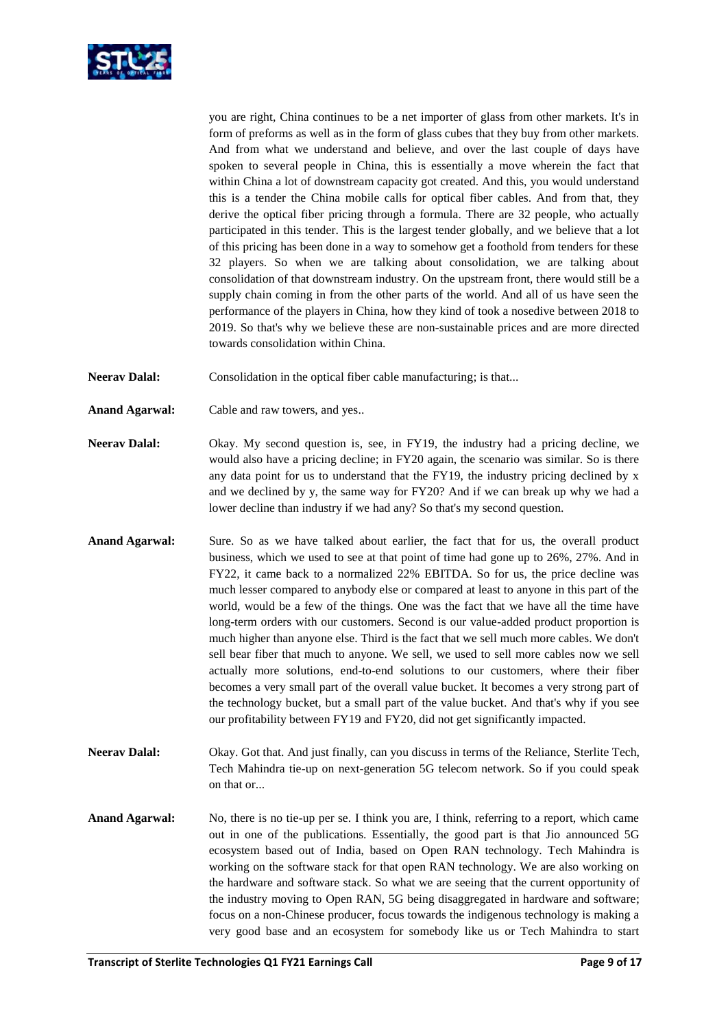you are right, China continues to be a net importer of glass from other markets. It's in form of preforms as well as in the form of glass cubes that they buy from other markets. And from what we understand and believe, and over the last couple of days have spoken to several people in China, this is essentially a move wherein the fact that within China a lot of downstream capacity got created. And this, you would understand this is a tender the China mobile calls for optical fiber cables. And from that, they derive the optical fiber pricing through a formula. There are 32 people, who actually participated in this tender. This is the largest tender globally, and we believe that a lot of this pricing has been done in a way to somehow get a foothold from tenders for these 32 players. So when we are talking about consolidation, we are talking about consolidation of that downstream industry. On the upstream front, there would still be a supply chain coming in from the other parts of the world. And all of us have seen the performance of the players in China, how they kind of took a nosedive between 2018 to 2019. So that's why we believe these are non-sustainable prices and are more directed towards consolidation within China.

**Neerav Dalal:** Consolidation in the optical fiber cable manufacturing; is that...

**Anand Agarwal:** Cable and raw towers, and yes..

**Neerav Dalal:** Okay. My second question is, see, in FY19, the industry had a pricing decline, we would also have a pricing decline; in FY20 again, the scenario was similar. So is there any data point for us to understand that the FY19, the industry pricing declined by x and we declined by y, the same way for FY20? And if we can break up why we had a lower decline than industry if we had any? So that's my second question.

**Anand Agarwal:** Sure. So as we have talked about earlier, the fact that for us, the overall product business, which we used to see at that point of time had gone up to 26%, 27%. And in FY22, it came back to a normalized 22% EBITDA. So for us, the price decline was much lesser compared to anybody else or compared at least to anyone in this part of the world, would be a few of the things. One was the fact that we have all the time have long-term orders with our customers. Second is our value-added product proportion is much higher than anyone else. Third is the fact that we sell much more cables. We don't sell bear fiber that much to anyone. We sell, we used to sell more cables now we sell actually more solutions, end-to-end solutions to our customers, where their fiber becomes a very small part of the overall value bucket. It becomes a very strong part of the technology bucket, but a small part of the value bucket. And that's why if you see our profitability between FY19 and FY20, did not get significantly impacted.

**Neerav Dalal:** Okay. Got that. And just finally, can you discuss in terms of the Reliance, Sterlite Tech, Tech Mahindra tie-up on next-generation 5G telecom network. So if you could speak on that or...

**Anand Agarwal:** No, there is no tie-up per se. I think you are, I think, referring to a report, which came out in one of the publications. Essentially, the good part is that Jio announced 5G ecosystem based out of India, based on Open RAN technology. Tech Mahindra is working on the software stack for that open RAN technology. We are also working on the hardware and software stack. So what we are seeing that the current opportunity of the industry moving to Open RAN, 5G being disaggregated in hardware and software; focus on a non-Chinese producer, focus towards the indigenous technology is making a very good base and an ecosystem for somebody like us or Tech Mahindra to start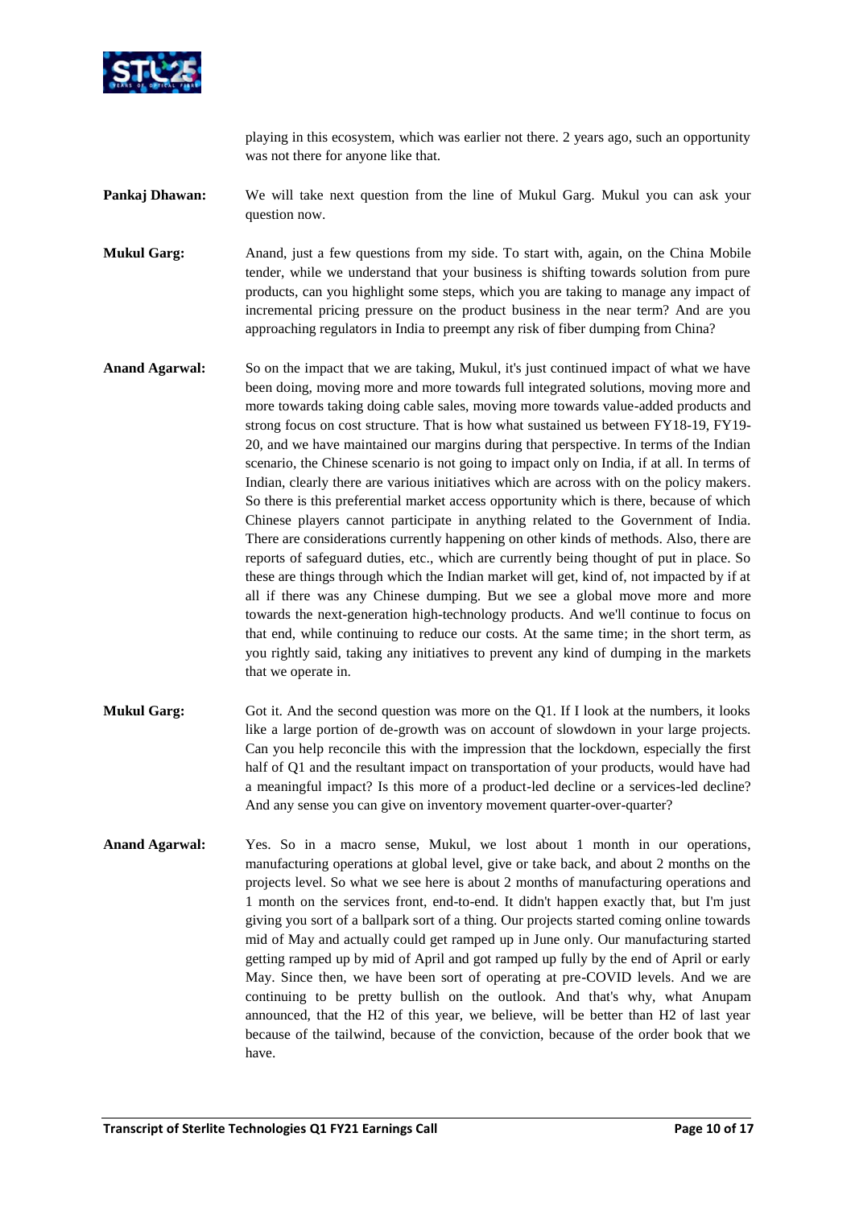playing in this ecosystem, which was earlier not there. 2 years ago, such an opportunity was not there for anyone like that.

**Pankaj Dhawan:** We will take next question from the line of Mukul Garg. Mukul you can ask your question now.

**Mukul Garg:** Anand, just a few questions from my side. To start with, again, on the China Mobile tender, while we understand that your business is shifting towards solution from pure products, can you highlight some steps, which you are taking to manage any impact of incremental pricing pressure on the product business in the near term? And are you approaching regulators in India to preempt any risk of fiber dumping from China?

**Anand Agarwal:** So on the impact that we are taking, Mukul, it's just continued impact of what we have been doing, moving more and more towards full integrated solutions, moving more and more towards taking doing cable sales, moving more towards value-added products and strong focus on cost structure. That is how what sustained us between FY18-19, FY19-20, and we have maintained our margins during that perspective. In terms of the Indian scenario, the Chinese scenario is not going to impact only on India, if at all. In terms of Indian, clearly there are various initiatives which are across with on the policy makers. So there is this preferential market access opportunity which is there, because of which Chinese players cannot participate in anything related to the Government of India. There are considerations currently happening on other kinds of methods. Also, there are reports of safeguard duties, etc., which are currently being thought of put in place. So these are things through which the Indian market will get, kind of, not impacted by if at all if there was any Chinese dumping. But we see a global move more and more towards the next-generation high-technology products. And we'll continue to focus on that end, while continuing to reduce our costs. At the same time; in the short term, as you rightly said, taking any initiatives to prevent any kind of dumping in the markets that we operate in.

**Mukul Garg:** Got it. And the second question was more on the Q1. If I look at the numbers, it looks like a large portion of de-growth was on account of slowdown in your large projects. Can you help reconcile this with the impression that the lockdown, especially the first half of Q1 and the resultant impact on transportation of your products, would have had a meaningful impact? Is this more of a product-led decline or a services-led decline? And any sense you can give on inventory movement quarter-over-quarter?

**Anand Agarwal:** Yes. So in a macro sense, Mukul, we lost about 1 month in our operations, manufacturing operations at global level, give or take back, and about 2 months on the projects level. So what we see here is about 2 months of manufacturing operations and 1 month on the services front, end-to-end. It didn't happen exactly that, but I'm just giving you sort of a ballpark sort of a thing. Our projects started coming online towards mid of May and actually could get ramped up in June only. Our manufacturing started getting ramped up by mid of April and got ramped up fully by the end of April or early May. Since then, we have been sort of operating at pre-COVID levels. And we are continuing to be pretty bullish on the outlook. And that's why, what Anupam announced, that the H2 of this year, we believe, will be better than H2 of last year because of the tailwind, because of the conviction, because of the order book that we have.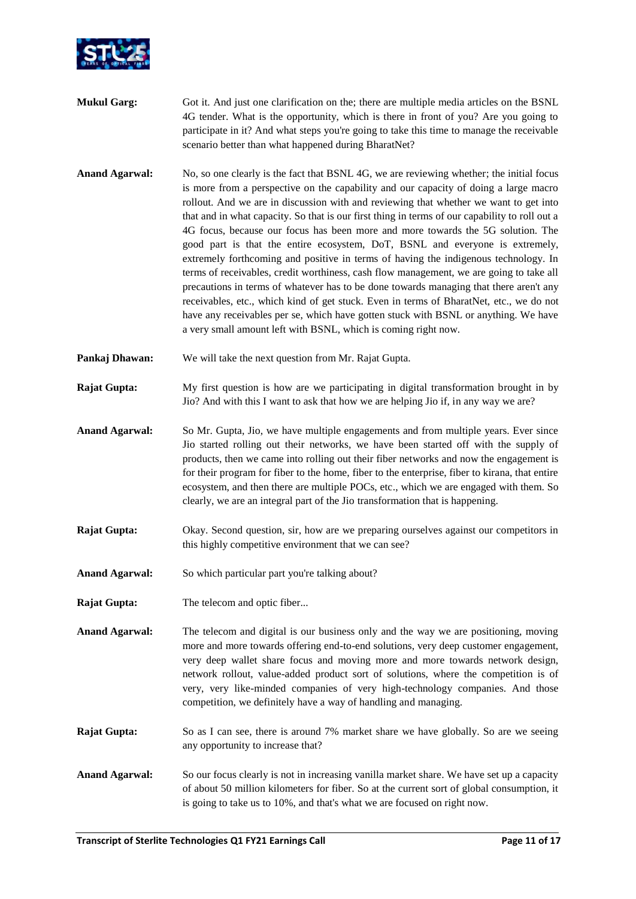**Mukul Garg:** Got it. And just one clarification on the; there are multiple media articles on the BSNL 4G tender. What is the opportunity, which is there in front of you? Are you going to participate in it? And what steps you're going to take this time to manage the receivable scenario better than what happened during BharatNet?

**Anand Agarwal:** No, so one clearly is the fact that BSNL 4G, we are reviewing whether; the initial focus is more from a perspective on the capability and our capacity of doing a large macro rollout. And we are in discussion with and reviewing that whether we want to get into that and in what capacity. So that is our first thing in terms of our capability to roll out a 4G focus, because our focus has been more and more towards the 5G solution. The good part is that the entire ecosystem, DoT, BSNL and everyone is extremely, extremely forthcoming and positive in terms of having the indigenous technology. In terms of receivables, credit worthiness, cash flow management, we are going to take all precautions in terms of whatever has to be done towards managing that there aren't any receivables, etc., which kind of get stuck. Even in terms of BharatNet, etc., we do not have any receivables per se, which have gotten stuck with BSNL or anything. We have a very small amount left with BSNL, which is coming right now.

**Pankaj Dhawan:** We will take the next question from Mr. Rajat Gupta.

**Rajat Gupta:** My first question is how are we participating in digital transformation brought in by Jio? And with this I want to ask that how we are helping Jio if, in any way we are?

**Anand Agarwal:** So Mr. Gupta, Jio, we have multiple engagements and from multiple years. Ever since Jio started rolling out their networks, we have been started off with the supply of products, then we came into rolling out their fiber networks and now the engagement is for their program for fiber to the home, fiber to the enterprise, fiber to kirana, that entire ecosystem, and then there are multiple POCs, etc., which we are engaged with them. So clearly, we are an integral part of the Jio transformation that is happening.

**Rajat Gupta:** Okay. Second question, sir, how are we preparing ourselves against our competitors in this highly competitive environment that we can see?

**Anand Agarwal:** So which particular part you're talking about?

**Rajat Gupta:** The telecom and optic fiber...

**Anand Agarwal:** The telecom and digital is our business only and the way we are positioning, moving more and more towards offering end-to-end solutions, very deep customer engagement, very deep wallet share focus and moving more and more towards network design, network rollout, value-added product sort of solutions, where the competition is of very, very like-minded companies of very high-technology companies. And those competition, we definitely have a way of handling and managing.

**Rajat Gupta:** So as I can see, there is around 7% market share we have globally. So are we seeing any opportunity to increase that?

**Anand Agarwal:** So our focus clearly is not in increasing vanilla market share. We have set up a capacity of about 50 million kilometers for fiber. So at the current sort of global consumption, it is going to take us to 10%, and that's what we are focused on right now.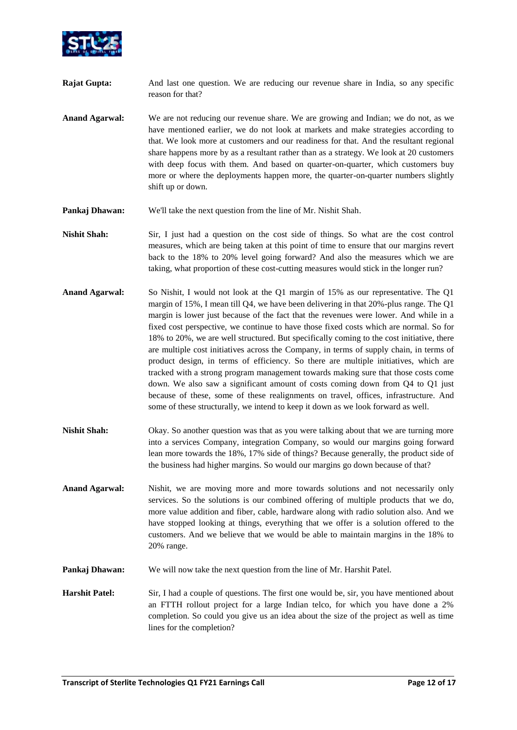**Rajat Gupta:** And last one question. We are reducing our revenue share in India, so any specific reason for that?

**Anand Agarwal:** We are not reducing our revenue share. We are growing and Indian; we do not, as we have mentioned earlier, we do not look at markets and make strategies according to that. We look more at customers and our readiness for that. And the resultant regional share happens more by as a resultant rather than as a strategy. We look at 20 customers with deep focus with them. And based on quarter-on-quarter, which customers buy more or where the deployments happen more, the quarter-on-quarter numbers slightly shift up or down.

**Pankaj Dhawan:** We'll take the next question from the line of Mr. Nishit Shah.

**Nishit Shah:** Sir, I just had a question on the cost side of things. So what are the cost control measures, which are being taken at this point of time to ensure that our margins revert back to the 18% to 20% level going forward? And also the measures which we are taking, what proportion of these cost-cutting measures would stick in the longer run?

**Anand Agarwal:** So Nishit, I would not look at the Q1 margin of 15% as our representative. The Q1 margin of 15%, I mean till Q4, we have been delivering in that 20%-plus range. The Q1 margin is lower just because of the fact that the revenues were lower. And while in a fixed cost perspective, we continue to have those fixed costs which are normal. So for 18% to 20%, we are well structured. But specifically coming to the cost initiative, there are multiple cost initiatives across the Company, in terms of supply chain, in terms of product design, in terms of efficiency. So there are multiple initiatives, which are tracked with a strong program management towards making sure that those costs come down. We also saw a significant amount of costs coming down from Q4 to Q1 just because of these, some of these realignments on travel, offices, infrastructure. And some of these structurally, we intend to keep it down as we look forward as well.

**Nishit Shah:** Okay. So another question was that as you were talking about that we are turning more into a services Company, integration Company, so would our margins going forward lean more towards the 18%, 17% side of things? Because generally, the product side of the business had higher margins. So would our margins go down because of that?

**Anand Agarwal:** Nishit, we are moving more and more towards solutions and not necessarily only services. So the solutions is our combined offering of multiple products that we do, more value addition and fiber, cable, hardware along with radio solution also. And we have stopped looking at things, everything that we offer is a solution offered to the customers. And we believe that we would be able to maintain margins in the 18% to 20% range.

**Pankaj Dhawan:** We will now take the next question from the line of Mr. Harshit Patel.

**Harshit Patel:** Sir, I had a couple of questions. The first one would be, sir, you have mentioned about an FTTH rollout project for a large Indian telco, for which you have done a 2% completion. So could you give us an idea about the size of the project as well as time lines for the completion?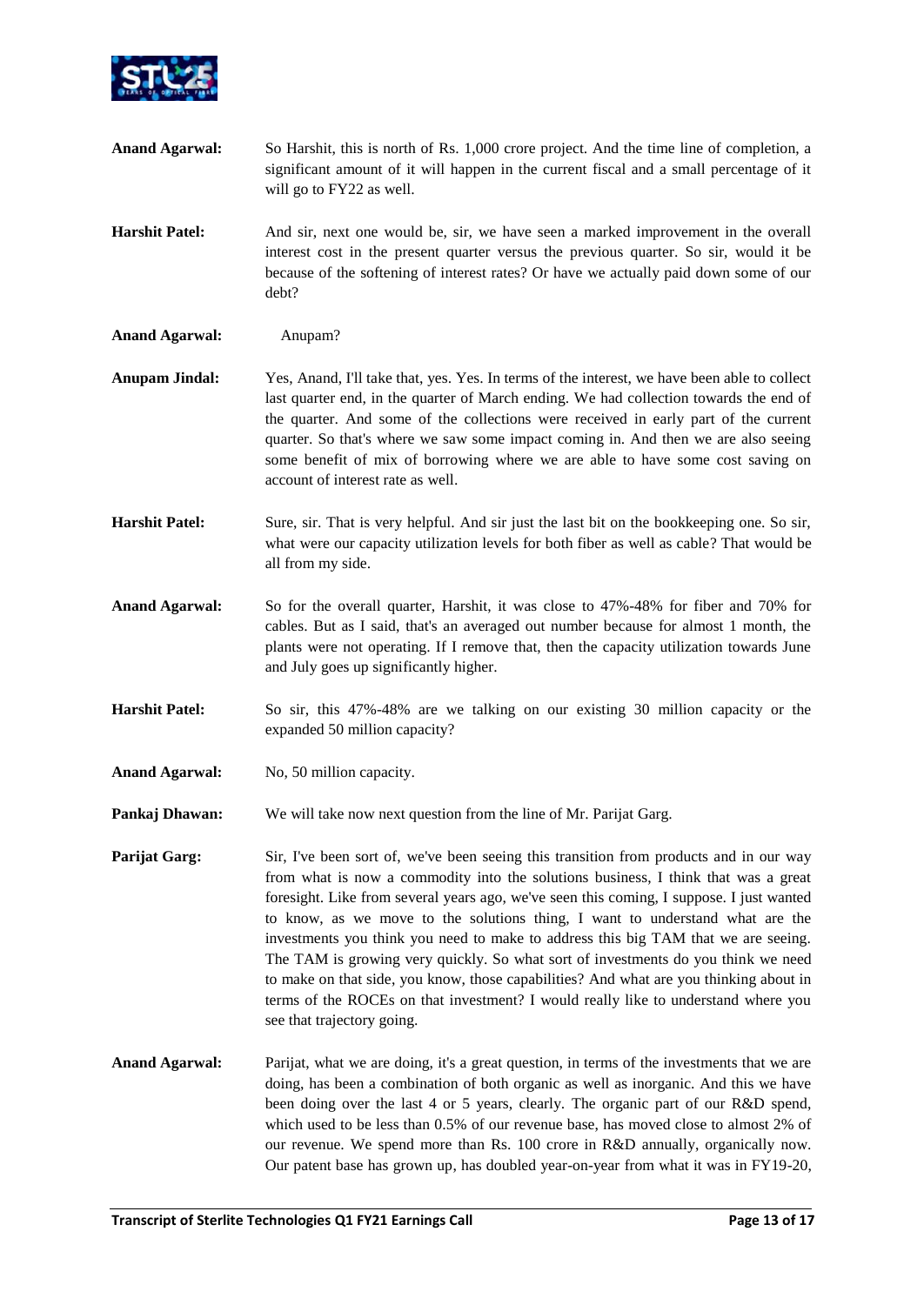**Anand Agarwal:** So Harshit, this is north of Rs. 1,000 crore project. And the time line of completion, a significant amount of it will happen in the current fiscal and a small percentage of it will go to FY22 as well.

**Harshit Patel:** And sir, next one would be, sir, we have seen a marked improvement in the overall interest cost in the present quarter versus the previous quarter. So sir, would it be because of the softening of interest rates? Or have we actually paid down some of our debt?

**Anand Agarwal:** Anupam?

**Anupam Jindal:** Yes, Anand, I'll take that, yes. Yes. In terms of the interest, we have been able to collect last quarter end, in the quarter of March ending. We had collection towards the end of the quarter. And some of the collections were received in early part of the current quarter. So that's where we saw some impact coming in. And then we are also seeing some benefit of mix of borrowing where we are able to have some cost saving on account of interest rate as well.

**Harshit Patel:** Sure, sir. That is very helpful. And sir just the last bit on the bookkeeping one. So sir, what were our capacity utilization levels for both fiber as well as cable? That would be all from my side.

**Anand Agarwal:** So for the overall quarter, Harshit, it was close to 47%-48% for fiber and 70% for cables. But as I said, that's an averaged out number because for almost 1 month, the plants were not operating. If I remove that, then the capacity utilization towards June and July goes up significantly higher.

**Harshit Patel:** So sir, this 47%-48% are we talking on our existing 30 million capacity or the expanded 50 million capacity?

**Anand Agarwal:** No, 50 million capacity.

**Pankaj Dhawan:** We will take now next question from the line of Mr. Parijat Garg.

**Parijat Garg:** Sir, I've been sort of, we've been seeing this transition from products and in our way from what is now a commodity into the solutions business, I think that was a great foresight. Like from several years ago, we've seen this coming, I suppose. I just wanted to know, as we move to the solutions thing, I want to understand what are the investments you think you need to make to address this big TAM that we are seeing. The TAM is growing very quickly. So what sort of investments do you think we need to make on that side, you know, those capabilities? And what are you thinking about in terms of the ROCEs on that investment? I would really like to understand where you see that trajectory going.

**Anand Agarwal:** Parijat, what we are doing, it's a great question, in terms of the investments that we are doing, has been a combination of both organic as well as inorganic. And this we have been doing over the last 4 or 5 years, clearly. The organic part of our R&D spend, which used to be less than 0.5% of our revenue base, has moved close to almost 2% of our revenue. We spend more than Rs. 100 crore in R&D annually, organically now. Our patent base has grown up, has doubled year-on-year from what it was in FY19-20,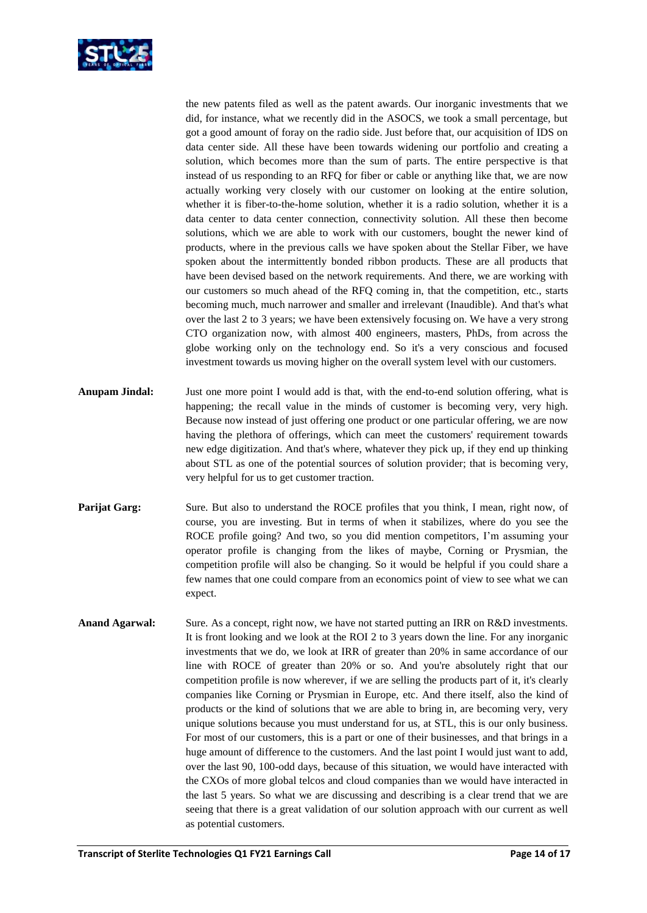the new patents filed as well as the patent awards. Our inorganic investments that we did, for instance, what we recently did in the ASOCS, we took a small percentage, but got a good amount of foray on the radio side. Just before that, our acquisition of IDS on data center side. All these have been towards widening our portfolio and creating a solution, which becomes more than the sum of parts. The entire perspective is that instead of us responding to an RFQ for fiber or cable or anything like that, we are now actually working very closely with our customer on looking at the entire solution, whether it is fiber-to-the-home solution, whether it is a radio solution, whether it is a data center to data center connection, connectivity solution. All these then become solutions, which we are able to work with our customers, bought the newer kind of products, where in the previous calls we have spoken about the Stellar Fiber, we have spoken about the intermittently bonded ribbon products. These are all products that have been devised based on the network requirements. And there, we are working with our customers so much ahead of the RFQ coming in, that the competition, etc., starts becoming much, much narrower and smaller and irrelevant (Inaudible). And that's what over the last 2 to 3 years; we have been extensively focusing on. We have a very strong CTO organization now, with almost 400 engineers, masters, PhDs, from across the globe working only on the technology end. So it's a very conscious and focused investment towards us moving higher on the overall system level with our customers.

**Anupam Jindal:** Just one more point I would add is that, with the end-to-end solution offering, what is happening; the recall value in the minds of customer is becoming very, very high. Because now instead of just offering one product or one particular offering, we are now having the plethora of offerings, which can meet the customers' requirement towards new edge digitization. And that's where, whatever they pick up, if they end up thinking about STL as one of the potential sources of solution provider; that is becoming very, very helpful for us to get customer traction.

**Parijat Garg:** Sure. But also to understand the ROCE profiles that you think, I mean, right now, of course, you are investing. But in terms of when it stabilizes, where do you see the ROCE profile going? And two, so you did mention competitors, I'm assuming your operator profile is changing from the likes of maybe, Corning or Prysmian, the competition profile will also be changing. So it would be helpful if you could share a few names that one could compare from an economics point of view to see what we can expect.

**Anand Agarwal:** Sure. As a concept, right now, we have not started putting an IRR on R&D investments. It is front looking and we look at the ROI 2 to 3 years down the line. For any inorganic investments that we do, we look at IRR of greater than 20% in same accordance of our line with ROCE of greater than 20% or so. And you're absolutely right that our competition profile is now wherever, if we are selling the products part of it, it's clearly companies like Corning or Prysmian in Europe, etc. And there itself, also the kind of products or the kind of solutions that we are able to bring in, are becoming very, very unique solutions because you must understand for us, at STL, this is our only business. For most of our customers, this is a part or one of their businesses, and that brings in a huge amount of difference to the customers. And the last point I would just want to add, over the last 90, 100-odd days, because of this situation, we would have interacted with the CXOs of more global telcos and cloud companies than we would have interacted in the last 5 years. So what we are discussing and describing is a clear trend that we are seeing that there is a great validation of our solution approach with our current as well as potential customers.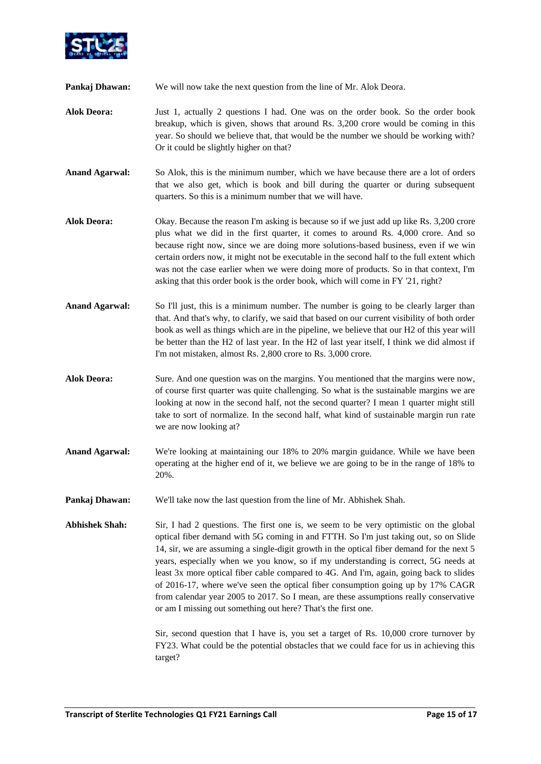**Pankaj Dhawan:** We will now take the next question from the line of Mr. Alok Deora.

**Alok Deora:** Just 1, actually 2 questions I had. One was on the order book. So the order book breakup, which is given, shows that around Rs. 3,200 crore would be coming in this year. So should we believe that, that would be the number we should be working with? Or it could be slightly higher on that?

**Anand Agarwal:** So Alok, this is the minimum number, which we have because there are a lot of orders that we also get, which is book and bill during the quarter or during subsequent quarters. So this is a minimum number that we will have.

**Alok Deora:** Okay. Because the reason I'm asking is because so if we just add up like Rs. 3,200 crore plus what we did in the first quarter, it comes to around Rs. 4,000 crore. And so because right now, since we are doing more solutions-based business, even if we win certain orders now, it might not be executable in the second half to the full extent which was not the case earlier when we were doing more of products. So in that context, I'm asking that this order book is the order book, which will come in FY '21, right?

**Anand Agarwal:** So I'll just, this is a minimum number. The number is going to be clearly larger than that. And that's why, to clarify, we said that based on our current visibility of both order book as well as things which are in the pipeline, we believe that our H2 of this year will be better than the H2 of last year. In the H2 of last year itself, I think we did almost if I'm not mistaken, almost Rs. 2,800 crore to Rs. 3,000 crore.

**Alok Deora:** Sure. And one question was on the margins. You mentioned that the margins were now, of course first quarter was quite challenging. So what is the sustainable margins we are looking at now in the second half, not the second quarter? I mean 1 quarter might still take to sort of normalize. In the second half, what kind of sustainable margin run rate we are now looking at?

**Anand Agarwal:** We're looking at maintaining our 18% to 20% margin guidance. While we have been operating at the higher end of it, we believe we are going to be in the range of 18% to 20%.

**Pankaj Dhawan:** We'll take now the last question from the line of Mr. Abhishek Shah.

**Abhishek Shah:** Sir, I had 2 questions. The first one is, we seem to be very optimistic on the global optical fiber demand with 5G coming in and FTTH. So I'm just taking out, so on Slide 14, sir, we are assuming a single-digit growth in the optical fiber demand for the next 5 years, especially when we you know, so if my understanding is correct, 5G needs at least 3x more optical fiber cable compared to 4G. And I'm, again, going back to slides of 2016-17, where we've seen the optical fiber consumption going up by 17% CAGR from calendar year 2005 to 2017. So I mean, are these assumptions really conservative or am I missing out something out here? That's the first one.

Sir, second question that I have is, you set a target of Rs. 10,000 crore turnover by FY23. What could be the potential obstacles that we could face for us in achieving this target?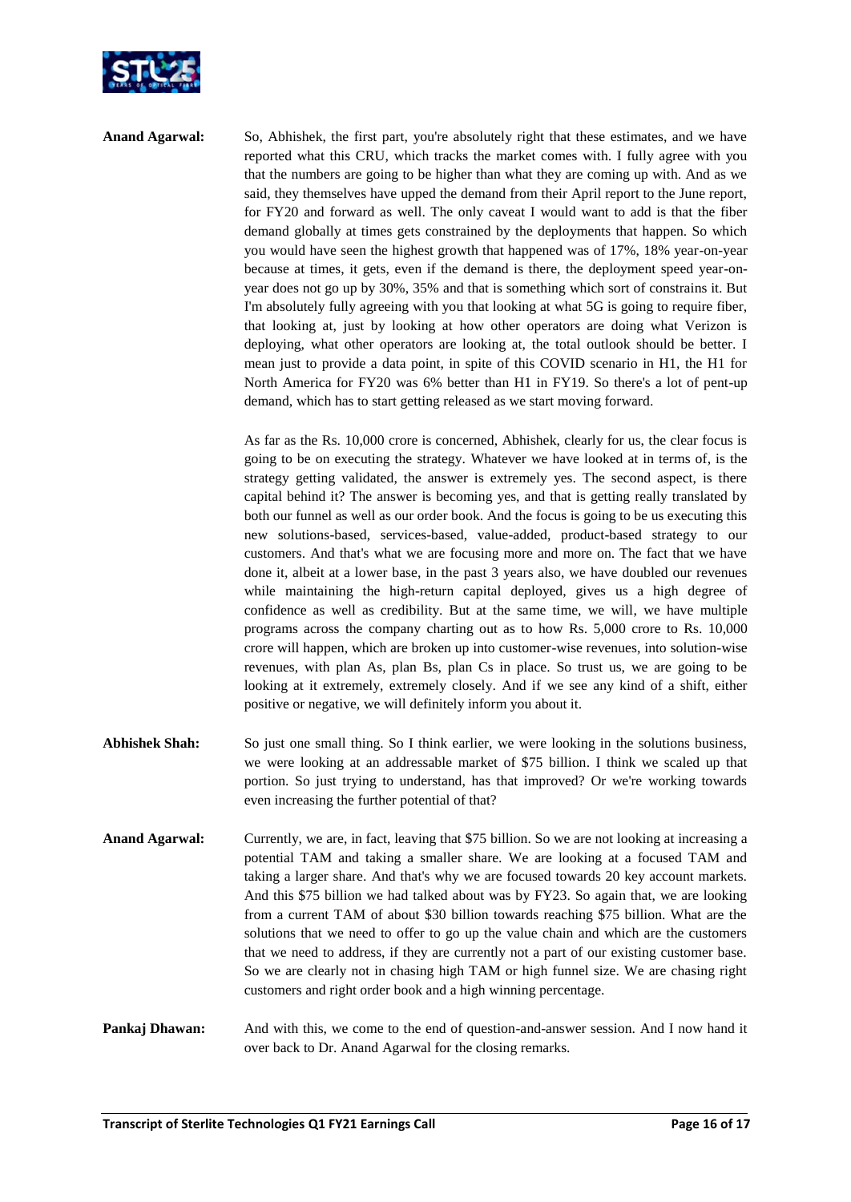**Anand Agarwal:** So, Abhishek, the first part, you're absolutely right that these estimates, and we have reported what this CRU, which tracks the market comes with. I fully agree with you that the numbers are going to be higher than what they are coming up with. And as we said, they themselves have upped the demand from their April report to the June report, for FY20 and forward as well. The only caveat I would want to add is that the fiber demand globally at times gets constrained by the deployments that happen. So which you would have seen the highest growth that happened was of 17%, 18% year-on-year because at times, it gets, even if the demand is there, the deployment speed year-on-year does not go up by 30%, 35% and that is something which sort of constrains it. But I'm absolutely fully agreeing with you that looking at what 5G is going to require fiber, that looking at, just by looking at how other operators are doing what Verizon is deploying, what other operators are looking at, the total outlook should be better. I mean just to provide a data point, in spite of this COVID scenario in H1, the H1 for North America for FY20 was 6% better than H1 in FY19. So there's a lot of pent-up demand, which has to start getting released as we start moving forward.

As far as the Rs. 10,000 crore is concerned, Abhishek, clearly for us, the clear focus is going to be on executing the strategy. Whatever we have looked at in terms of, is the strategy getting validated, the answer is extremely yes. The second aspect, is there capital behind it? The answer is becoming yes, and that is getting really translated by both our funnel as well as our order book. And the focus is going to be us executing this new solutions-based, services-based, value-added, product-based strategy to our customers. And that's what we are focusing more and more on. The fact that we have done it, albeit at a lower base, in the past 3 years also, we have doubled our revenues while maintaining the high-return capital deployed, gives us a high degree of confidence as well as credibility. But at the same time, we will, we have multiple programs across the company charting out as to how Rs. 5,000 crore to Rs. 10,000 crore will happen, which are broken up into customer-wise revenues, into solution-wise revenues, with plan As, plan Bs, plan Cs in place. So trust us, we are going to be looking at it extremely, extremely closely. And if we see any kind of a shift, either positive or negative, we will definitely inform you about it.

**Abhishek Shah:** So just one small thing. So I think earlier, we were looking in the solutions business, we were looking at an addressable market of $75 billion. I think we scaled up that portion. So just trying to understand, has that improved? Or we're working towards even increasing the further potential of that?

**Anand Agarwal:** Currently, we are, in fact, leaving that $75 billion. So we are not looking at increasing a potential TAM and taking a smaller share. We are looking at a focused TAM and taking a larger share. And that's why we are focused towards 20 key account markets. And this $75 billion we had talked about was by FY23. So again that, we are looking from a current TAM of about $30 billion towards reaching $75 billion. What are the solutions that we need to offer to go up the value chain and which are the customers that we need to address, if they are currently not a part of our existing customer base. So we are clearly not in chasing high TAM or high funnel size. We are chasing right customers and right order book and a high winning percentage.

**Pankaj Dhawan:** And with this, we come to the end of question-and-answer session. And I now hand it over back to Dr. Anand Agarwal for the closing remarks.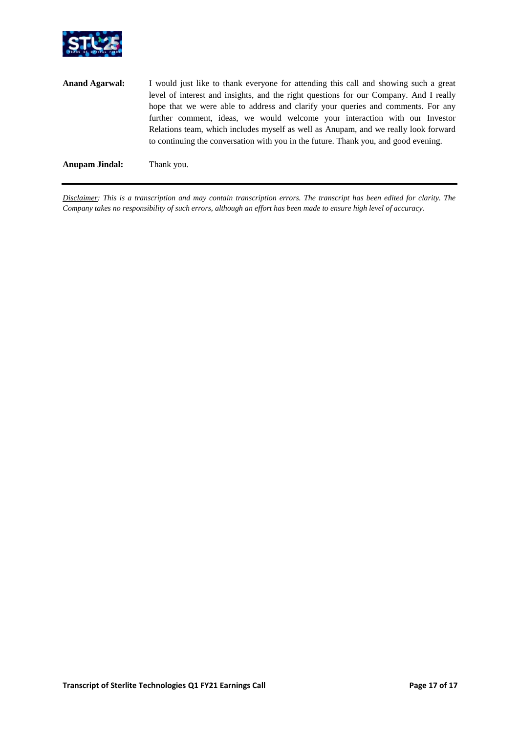**Anand Agarwal:** I would just like to thank everyone for attending this call and showing such a great level of interest and insights, and the right questions for our Company. And I really hope that we were able to address and clarify your queries and comments. For any further comment, ideas, we would welcome your interaction with our Investor Relations team, which includes myself as well as Anupam, and we really look forward to continuing the conversation with you in the future. Thank you, and good evening.

**Anupam Jindal:** Thank you.

---

*Disclaimer: This is a transcription and may contain transcription errors. The transcript has been edited for clarity. The Company takes no responsibility of such errors, although an effort has been made to ensure high level of accuracy.*